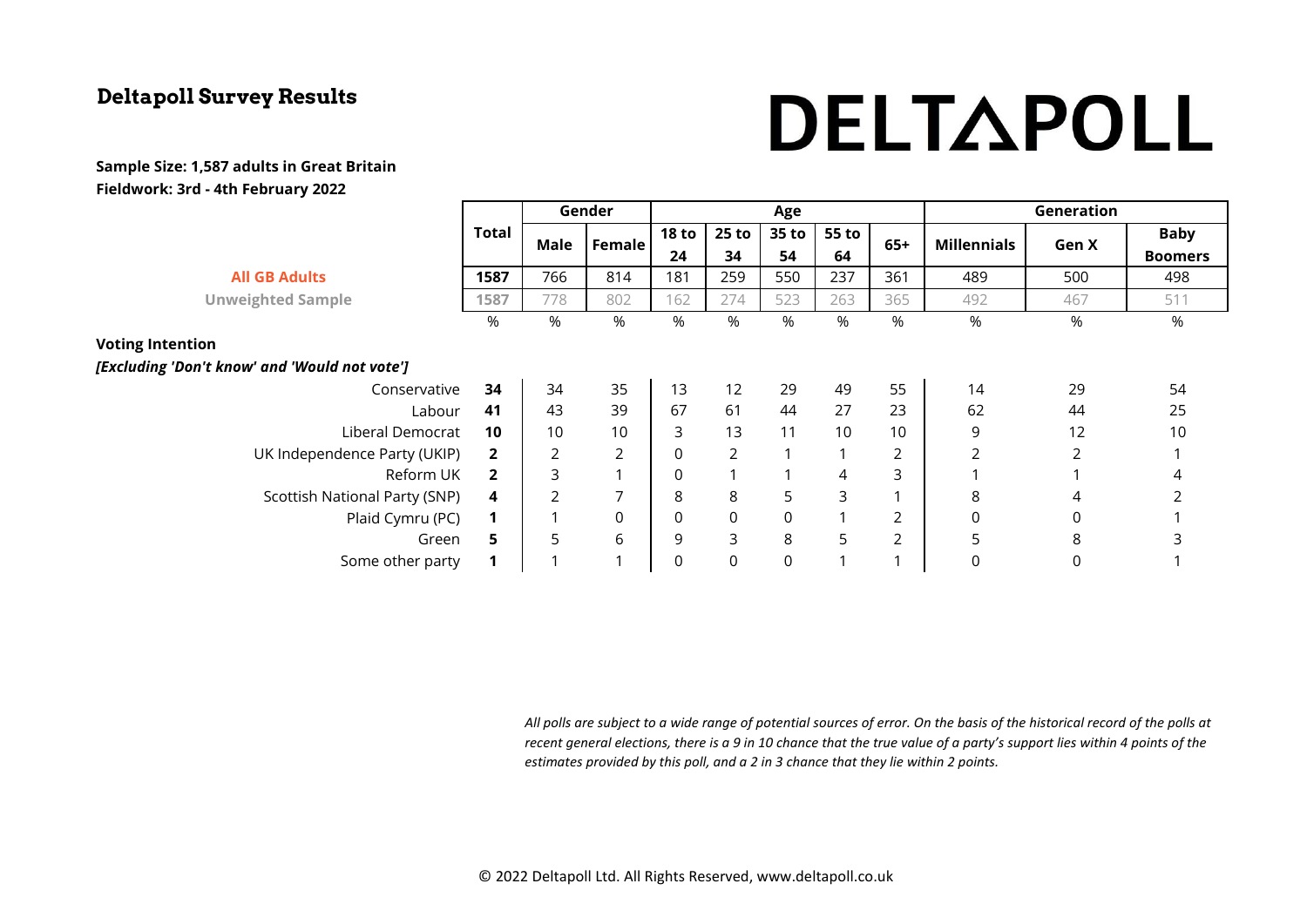# Deltapoll Survey Results

**DELTAPOLL**

**Sample Size: 1,587 adults in Great Britain**
**Fieldwork: 3rd - 4th February 2022**

| | Total | Gender | | Age | | | | | Generation | | |
|---|---|---|---|---|---|---|---|---|---|---|---|
| | | Male | Female | 18 to 24 | 25 to 34 | 35 to 54 | 55 to 64 | 65+ | Millennials | Gen X | Baby Boomers |
| **All GB Adults** | **1587** | 766 | 814 | 181 | 259 | 550 | 237 | 361 | 489 | 500 | 498 |
| **Unweighted Sample** | 1587 | 778 | 802 | 162 | 274 | 523 | 263 | 365 | 492 | 467 | 511 |
| | % | % | % | % | % | % | % | % | % | % | % |
| **Voting Intention** | | | | | | | | | | | |
| ***[Excluding 'Don't know' and 'Would not vote']*** | | | | | | | | | | | |
| Conservative | **34** | 34 | 35 | 13 | 12 | 29 | 49 | 55 | 14 | 29 | 54 |
| Labour | **41** | 43 | 39 | 67 | 61 | 44 | 27 | 23 | 62 | 44 | 25 |
| Liberal Democrat | **10** | 10 | 10 | 3 | 13 | 11 | 10 | 10 | 9 | 12 | 10 |
| UK Independence Party (UKIP) | **2** | 2 | 2 | 0 | 2 | 1 | 1 | 2 | 2 | 2 | 1 |
| Reform UK | **2** | 3 | 1 | 0 | 1 | 1 | 4 | 3 | 1 | 1 | 4 |
| Scottish National Party (SNP) | **4** | 2 | 7 | 8 | 8 | 5 | 3 | 1 | 8 | 4 | 2 |
| Plaid Cymru (PC) | **1** | 1 | 0 | 0 | 0 | 0 | 1 | 2 | 0 | 0 | 1 |
| Green | **5** | 5 | 6 | 9 | 3 | 8 | 5 | 2 | 5 | 8 | 3 |
| Some other party | **1** | 1 | 1 | 0 | 0 | 0 | 1 | 1 | 0 | 0 | 1 |

*All polls are subject to a wide range of potential sources of error. On the basis of the historical record of the polls at recent general elections, there is a 9 in 10 chance that the true value of a party's support lies within 4 points of the estimates provided by this poll, and a 2 in 3 chance that they lie within 2 points.*

© 2022 Deltapoll Ltd. All Rights Reserved, www.deltapoll.co.uk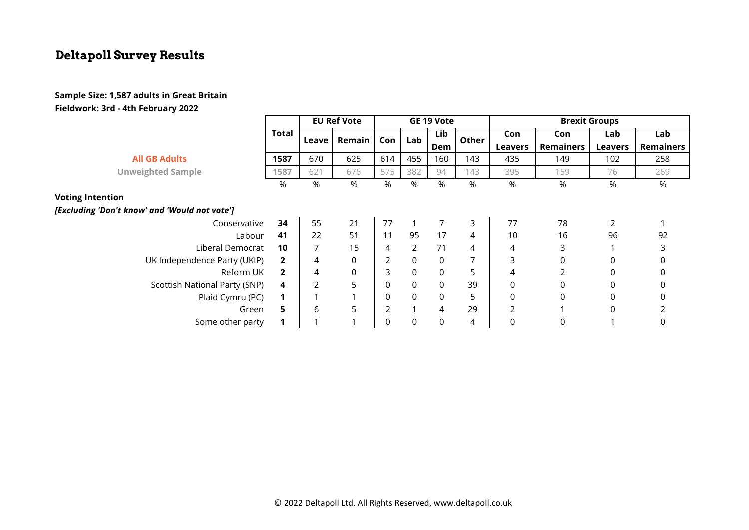# Deltapoll Survey Results

**Sample Size: 1,587 adults in Great Britain**
**Fieldwork: 3rd - 4th February 2022**

| | Total | EU Ref Vote | | GE 19 Vote | | | | Brexit Groups | | | |
|---|---|---|---|---|---|---|---|---|---|---|---|
| | | Leave | Remain | Con | Lab | Lib Dem | Other | Con Leavers | Con Remainers | Lab Leavers | Lab Remainers |
| **All GB Adults** | **1587** | 670 | 625 | 614 | 455 | 160 | 143 | 435 | 149 | 102 | 258 |
| **Unweighted Sample** | 1587 | 621 | 676 | 575 | 382 | 94 | 143 | 395 | 159 | 76 | 269 |
| | % | % | % | % | % | % | % | % | % | % | % |
| **Voting Intention** | | | | | | | | | | | |
| ***[Excluding 'Don't know' and 'Would not vote']*** | | | | | | | | | | | |
| Conservative | **34** | 55 | 21 | 77 | 1 | 7 | 3 | 77 | 78 | 2 | 1 |
| Labour | **41** | 22 | 51 | 11 | 95 | 17 | 4 | 10 | 16 | 96 | 92 |
| Liberal Democrat | **10** | 7 | 15 | 4 | 2 | 71 | 4 | 4 | 3 | 1 | 3 |
| UK Independence Party (UKIP) | **2** | 4 | 0 | 2 | 0 | 0 | 7 | 3 | 0 | 0 | 0 |
| Reform UK | **2** | 4 | 0 | 3 | 0 | 0 | 5 | 4 | 2 | 0 | 0 |
| Scottish National Party (SNP) | **4** | 2 | 5 | 0 | 0 | 0 | 39 | 0 | 0 | 0 | 0 |
| Plaid Cymru (PC) | **1** | 1 | 1 | 0 | 0 | 0 | 5 | 0 | 0 | 0 | 0 |
| Green | **5** | 6 | 5 | 2 | 1 | 4 | 29 | 2 | 1 | 0 | 2 |
| Some other party | **1** | 1 | 1 | 0 | 0 | 0 | 4 | 0 | 0 | 1 | 0 |

© 2022 Deltapoll Ltd. All Rights Reserved, www.deltapoll.co.uk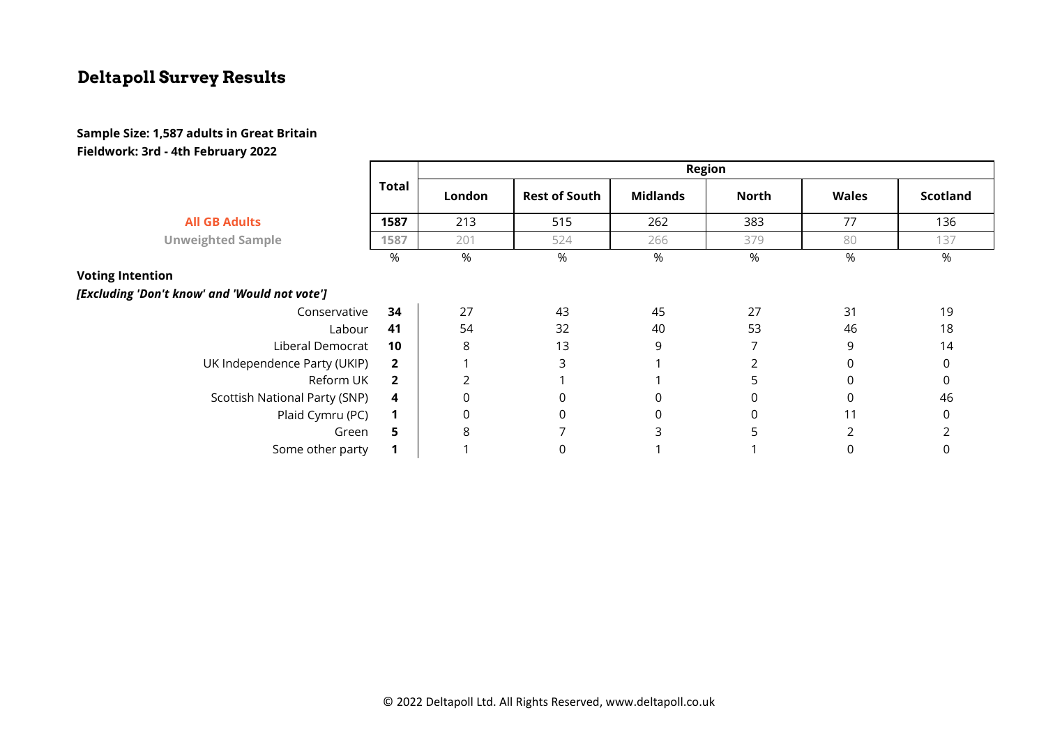# Deltapoll Survey Results

**Sample Size: 1,587 adults in Great Britain**
**Fieldwork: 3rd - 4th February 2022**

| | Total | Region | | | | | |
|---|---|---|---|---|---|---|---|
| | | London | Rest of South | Midlands | North | Wales | Scotland |
| **All GB Adults** | **1587** | 213 | 515 | 262 | 383 | 77 | 136 |
| **Unweighted Sample** | **1587** | 201 | 524 | 266 | 379 | 80 | 137 |
| | % | % | % | % | % | % | % |
| **Voting Intention** | | | | | | | |
| ***[Excluding 'Don't know' and 'Would not vote']*** | | | | | | | |
| Conservative | **34** | 27 | 43 | 45 | 27 | 31 | 19 |
| Labour | **41** | 54 | 32 | 40 | 53 | 46 | 18 |
| Liberal Democrat | **10** | 8 | 13 | 9 | 7 | 9 | 14 |
| UK Independence Party (UKIP) | **2** | 1 | 3 | 1 | 2 | 0 | 0 |
| Reform UK | **2** | 2 | 1 | 1 | 5 | 0 | 0 |
| Scottish National Party (SNP) | **4** | 0 | 0 | 0 | 0 | 0 | 46 |
| Plaid Cymru (PC) | **1** | 0 | 0 | 0 | 0 | 11 | 0 |
| Green | **5** | 8 | 7 | 3 | 5 | 2 | 2 |
| Some other party | **1** | 1 | 0 | 1 | 1 | 0 | 0 |

© 2022 Deltapoll Ltd. All Rights Reserved, www.deltapoll.co.uk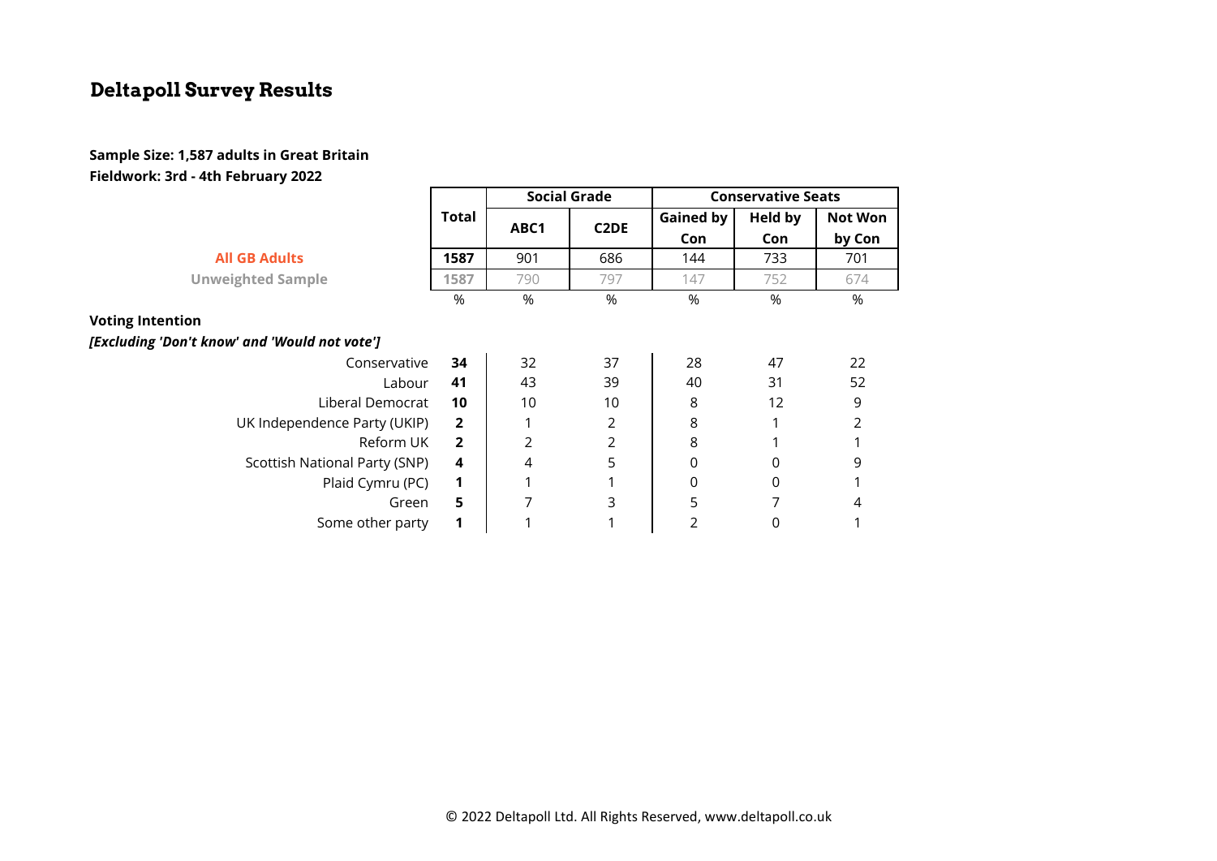# Deltapoll Survey Results

**Sample Size: 1,587 adults in Great Britain**
**Fieldwork: 3rd - 4th February 2022**

| | Total | Social Grade | | Conservative Seats | | |
|---|---|---|---|---|---|---|
| | | ABC1 | C2DE | Gained by Con | Held by Con | Not Won by Con |
| **All GB Adults** | **1587** | 901 | 686 | 144 | 733 | 701 |
| Unweighted Sample | 1587 | 790 | 797 | 147 | 752 | 674 |
| | % | % | % | % | % | % |
| **Voting Intention** | | | | | | |
| ***[Excluding 'Don't know' and 'Would not vote']*** | | | | | | |
| Conservative | **34** | 32 | 37 | 28 | 47 | 22 |
| Labour | **41** | 43 | 39 | 40 | 31 | 52 |
| Liberal Democrat | **10** | 10 | 10 | 8 | 12 | 9 |
| UK Independence Party (UKIP) | **2** | 1 | 2 | 8 | 1 | 2 |
| Reform UK | **2** | 2 | 2 | 8 | 1 | 1 |
| Scottish National Party (SNP) | **4** | 4 | 5 | 0 | 0 | 9 |
| Plaid Cymru (PC) | **1** | 1 | 1 | 0 | 0 | 1 |
| Green | **5** | 7 | 3 | 5 | 7 | 4 |
| Some other party | **1** | 1 | 1 | 2 | 0 | 1 |

© 2022 Deltapoll Ltd. All Rights Reserved, www.deltapoll.co.uk